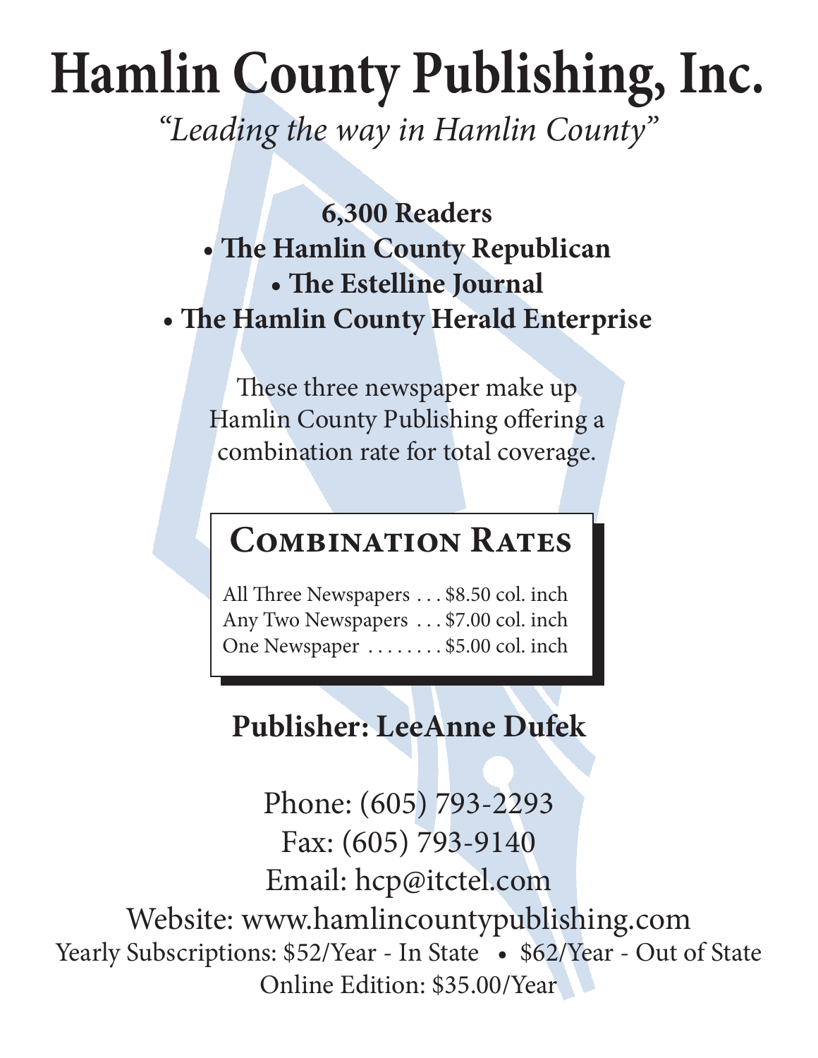# Hamlin County Publishing, Inc.

*"Leading the way in Hamlin County"*

**6,300 Readers**

- **The Hamlin County Republican**
- **The Estelline Journal**
- **The Hamlin County Herald Enterprise**

These three newspaper make up Hamlin County Publishing offering a combination rate for total coverage.

## Combination Rates

| | |
|---|---|
| All Three Newspapers | $8.50 col. inch |
| Any Two Newspapers | $7.00 col. inch |
| One Newspaper | $5.00 col. inch |

**Publisher: LeeAnne Dufek**

Phone: (605) 793-2293
Fax: (605) 793-9140
Email: hcp@itctel.com
Website: www.hamlincountypublishing.com
Yearly Subscriptions: $52/Year - In State • $62/Year - Out of State
Online Edition: $35.00/Year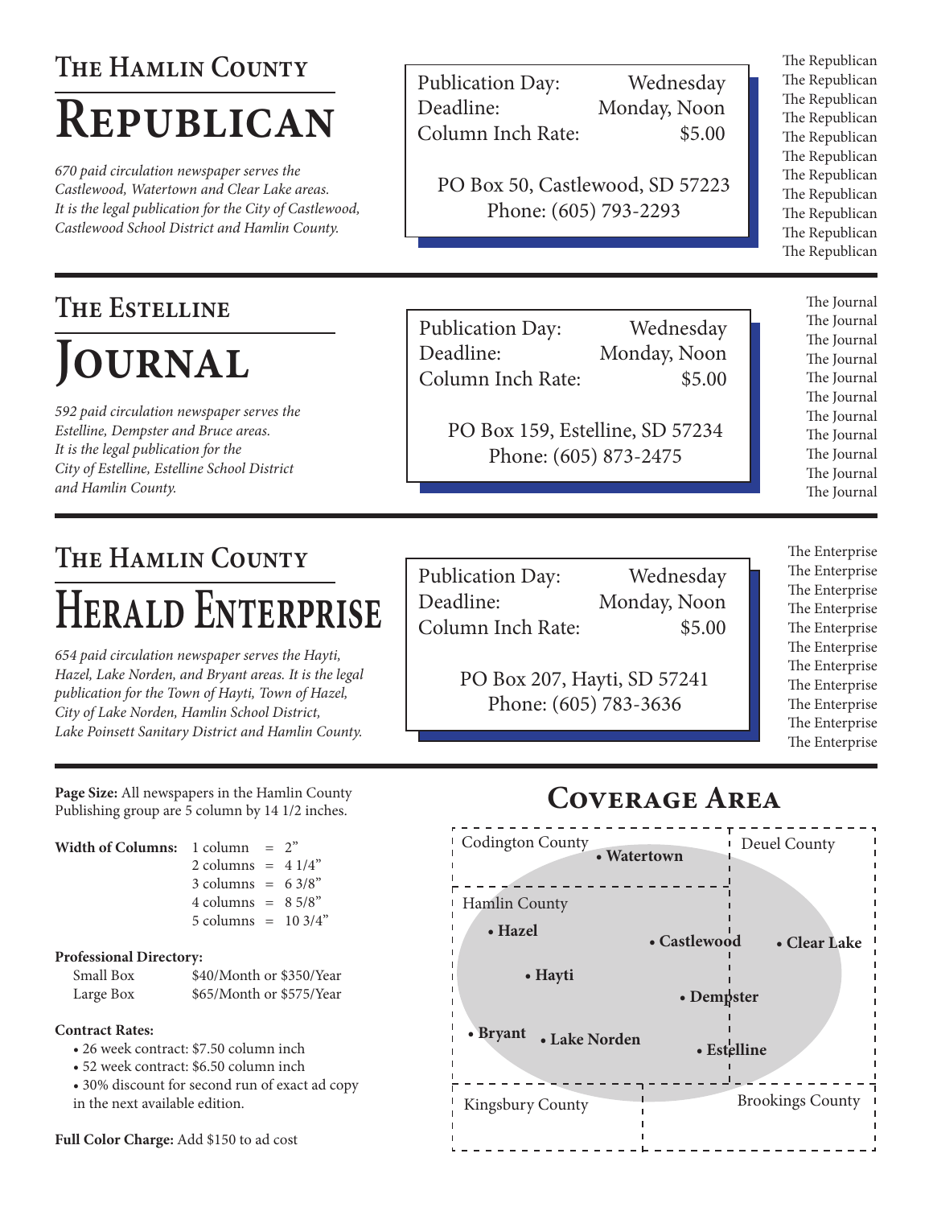## The Hamlin County

# Republican

*670 paid circulation newspaper serves the Castlewood, Watertown and Clear Lake areas. It is the legal publication for the City of Castlewood, Castlewood School District and Hamlin County.*

| | |
|---|---|
| Publication Day: | Wednesday |
| Deadline: | Monday, Noon |
| Column Inch Rate: | $5.00 |

PO Box 50, Castlewood, SD 57223
Phone: (605) 793-2293

The Republican
The Republican
The Republican
The Republican
The Republican
The Republican
The Republican
The Republican
The Republican
The Republican
The Republican

## The Estelline

# Journal

*592 paid circulation newspaper serves the Estelline, Dempster and Bruce areas. It is the legal publication for the City of Estelline, Estelline School District and Hamlin County.*

| | |
|---|---|
| Publication Day: | Wednesday |
| Deadline: | Monday, Noon |
| Column Inch Rate: | $5.00 |

PO Box 159, Estelline, SD 57234
Phone: (605) 873-2475

The Journal
The Journal
The Journal
The Journal
The Journal
The Journal
The Journal
The Journal
The Journal
The Journal
The Journal

## The Hamlin County

# Herald Enterprise

*654 paid circulation newspaper serves the Hayti, Hazel, Lake Norden, and Bryant areas. It is the legal publication for the Town of Hayti, Town of Hazel, City of Lake Norden, Hamlin School District, Lake Poinsett Sanitary District and Hamlin County.*

| | |
|---|---|
| Publication Day: | Wednesday |
| Deadline: | Monday, Noon |
| Column Inch Rate: | $5.00 |

PO Box 207, Hayti, SD 57241
Phone: (605) 783-3636

The Enterprise
The Enterprise
The Enterprise
The Enterprise
The Enterprise
The Enterprise
The Enterprise
The Enterprise
The Enterprise
The Enterprise
The Enterprise

**Page Size:** All newspapers in the Hamlin County Publishing group are 5 column by 14 1/2 inches.

**Width of Columns:**

| | |
|---|---|
| 1 column | = 2" |
| 2 columns | = 4 1/4" |
| 3 columns | = 6 3/8" |
| 4 columns | = 8 5/8" |
| 5 columns | = 10 3/4" |

**Professional Directory:**

| | |
|---|---|
| Small Box | $40/Month or $350/Year |
| Large Box | $65/Month or $575/Year |

**Contract Rates:**

- 26 week contract: $7.50 column inch
- 52 week contract: $6.50 column inch
- 30% discount for second run of exact ad copy in the next available edition.

**Full Color Charge:** Add $150 to ad cost

## Coverage Area

Codington County
• Watertown
Deuel County
Hamlin County
• Hazel
• Castlewood
• Clear Lake
• Hayti
• Dempster
• Bryant
• Lake Norden
• Estelline
Kingsbury County
Brookings County